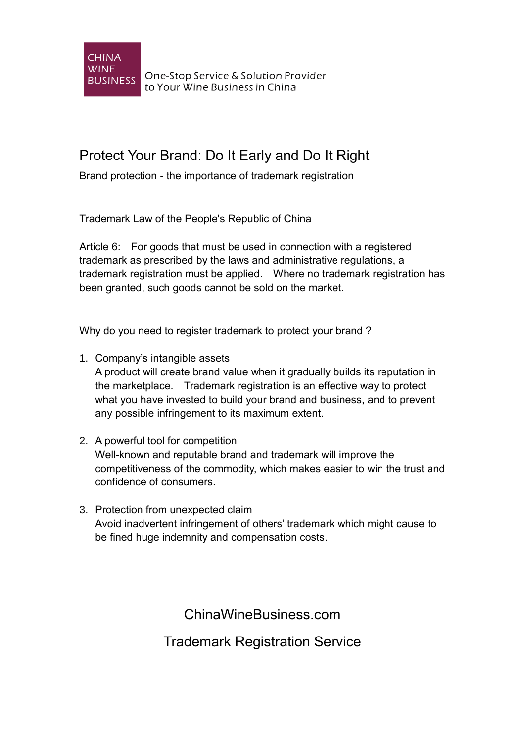CHINA WINE BUSINESS

One-Stop Service & Solution Provider to Your Wine Business in China

# Protect Your Brand: Do It Early and Do It Right

Brand protection - the importance of trademark registration

---

Trademark Law of the People's Republic of China

Article 6: For goods that must be used in connection with a registered trademark as prescribed by the laws and administrative regulations, a trademark registration must be applied. Where no trademark registration has been granted, such goods cannot be sold on the market.

---

Why do you need to register trademark to protect your brand ?

1. Company's intangible assets
   A product will create brand value when it gradually builds its reputation in the marketplace. Trademark registration is an effective way to protect what you have invested to build your brand and business, and to prevent any possible infringement to its maximum extent.

2. A powerful tool for competition
   Well-known and reputable brand and trademark will improve the competitiveness of the commodity, which makes easier to win the trust and confidence of consumers.

3. Protection from unexpected claim
   Avoid inadvertent infringement of others' trademark which might cause to be fined huge indemnity and compensation costs.

---

ChinaWineBusiness.com

Trademark Registration Service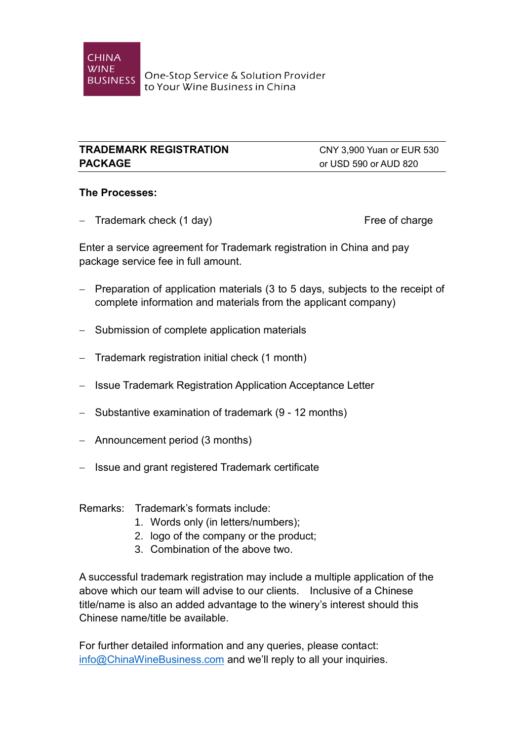CHINA WINE BUSINESS

One-Stop Service & Solution Provider to Your Wine Business in China

| TRADEMARK REGISTRATION PACKAGE | CNY 3,900 Yuan or EUR 530 or USD 590 or AUD 820 |
|---|---|

**The Processes:**

- Trademark check (1 day) — Free of charge

Enter a service agreement for Trademark registration in China and pay package service fee in full amount.

- Preparation of application materials (3 to 5 days, subjects to the receipt of complete information and materials from the applicant company)
- Submission of complete application materials
- Trademark registration initial check (1 month)
- Issue Trademark Registration Application Acceptance Letter
- Substantive examination of trademark (9 - 12 months)
- Announcement period (3 months)
- Issue and grant registered Trademark certificate

Remarks: Trademark's formats include:

1. Words only (in letters/numbers);
2. logo of the company or the product;
3. Combination of the above two.

A successful trademark registration may include a multiple application of the above which our team will advise to our clients. Inclusive of a Chinese title/name is also an added advantage to the winery's interest should this Chinese name/title be available.

For further detailed information and any queries, please contact: info@ChinaWineBusiness.com and we'll reply to all your inquiries.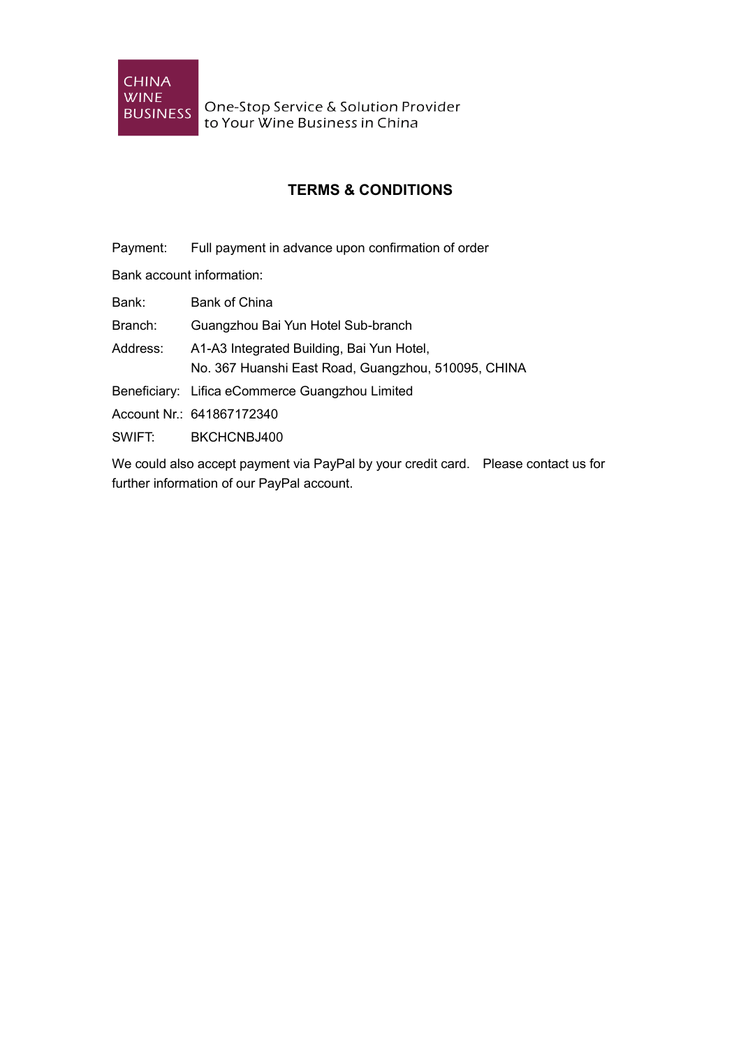CHINA WINE BUSINESS

One-Stop Service & Solution Provider to Your Wine Business in China

# TERMS & CONDITIONS

Payment: Full payment in advance upon confirmation of order

Bank account information:

| | |
|---|---|
| Bank: | Bank of China |
| Branch: | Guangzhou Bai Yun Hotel Sub-branch |
| Address: | A1-A3 Integrated Building, Bai Yun Hotel,<br>No. 367 Huanshi East Road, Guangzhou, 510095, CHINA |
| Beneficiary: | Lifica eCommerce Guangzhou Limited |
| Account Nr.: | 641867172340 |
| SWIFT: | BKCHCNBJ400 |

We could also accept payment via PayPal by your credit card. Please contact us for further information of our PayPal account.